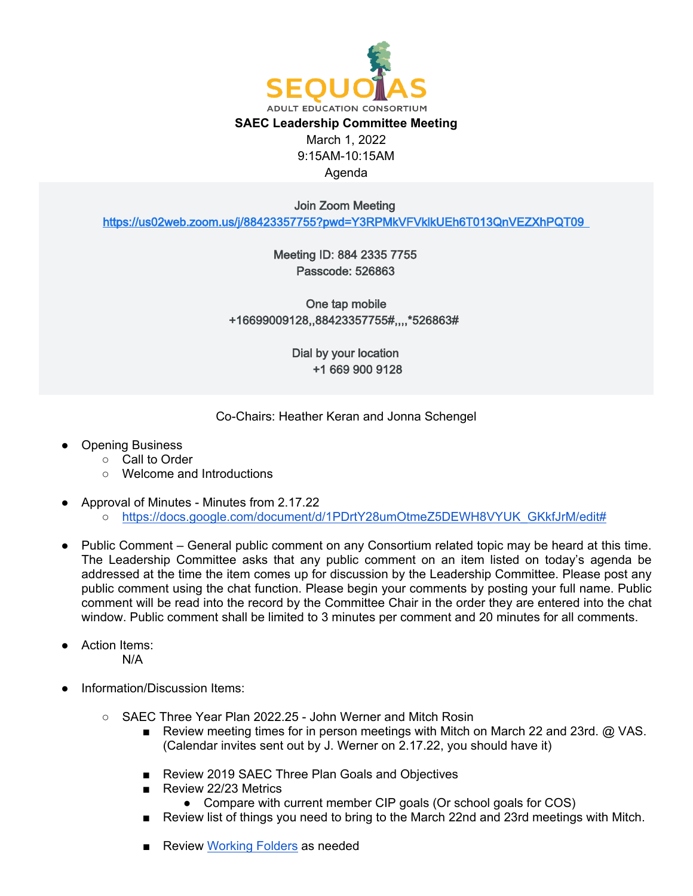SEQUOIAS

ADULT EDUCATION CONSORTIUM

**SAEC Leadership Committee Meeting**

March 1, 2022

9:15AM-10:15AM

Agenda

Join Zoom Meeting

[https://us02web.zoom.us/j/88423357755?pwd=Y3RPMkVFVklkUEh6T013QnVEZXhPQT09](https://us02web.zoom.us/j/88423357755?pwd=Y3RPMkVFVklkUEh6T013QnVEZXhPQT09)

Meeting ID: 884 2335 7755

Passcode: 526863

One tap mobile

+16699009128,,88423357755#,,,,*526863#

Dial by your location

+1 669 900 9128

Co-Chairs: Heather Keran and Jonna Schengel

- Opening Business
  - Call to Order
  - Welcome and Introductions
- Approval of Minutes - Minutes from 2.17.22
  - [https://docs.google.com/document/d/1PDrtY28umOtmeZ5DEWH8VYUK_GKkfJrM/edit#](https://docs.google.com/document/d/1PDrtY28umOtmeZ5DEWH8VYUK_GKkfJrM/edit#)
- Public Comment – General public comment on any Consortium related topic may be heard at this time. The Leadership Committee asks that any public comment on an item listed on today's agenda be addressed at the time the item comes up for discussion by the Leadership Committee. Please post any public comment using the chat function. Please begin your comments by posting your full name. Public comment will be read into the record by the Committee Chair in the order they are entered into the chat window. Public comment shall be limited to 3 minutes per comment and 20 minutes for all comments.
- Action Items:
  N/A
- Information/Discussion Items:
  - SAEC Three Year Plan 2022.25 - John Werner and Mitch Rosin
    - Review meeting times for in person meetings with Mitch on March 22 and 23rd. @ VAS. (Calendar invites sent out by J. Werner on 2.17.22, you should have it)
    - Review 2019 SAEC Three Plan Goals and Objectives
    - Review 22/23 Metrics
      - Compare with current member CIP goals (Or school goals for COS)
    - Review list of things you need to bring to the March 22nd and 23rd meetings with Mitch.
    - Review Working Folders as needed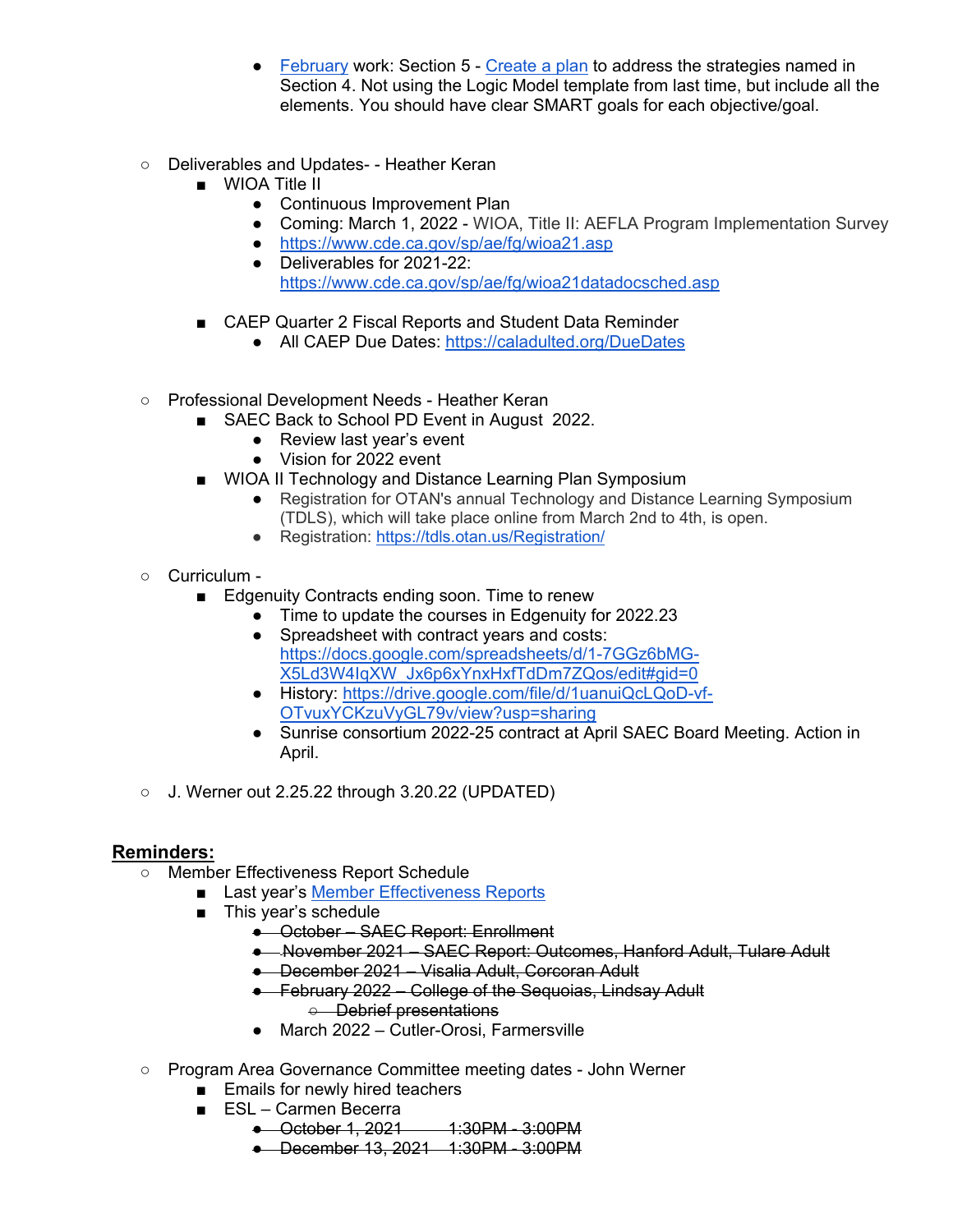- [February](#) work: Section 5 - [Create a plan](#) to address the strategies named in Section 4. Not using the Logic Model template from last time, but include all the elements. You should have clear SMART goals for each objective/goal.

- Deliverables and Updates- - Heather Keran
    - WIOA Title II
        - Continuous Improvement Plan
        - Coming: March 1, 2022 - WIOA, Title II: AEFLA Program Implementation Survey
        - https://www.cde.ca.gov/sp/ae/fg/wioa21.asp
        - Deliverables for 2021-22: https://www.cde.ca.gov/sp/ae/fg/wioa21datadocsched.asp
    - CAEP Quarter 2 Fiscal Reports and Student Data Reminder
        - All CAEP Due Dates: https://caladulted.org/DueDates

- Professional Development Needs - Heather Keran
    - SAEC Back to School PD Event in August 2022.
        - Review last year's event
        - Vision for 2022 event
    - WIOA II Technology and Distance Learning Plan Symposium
        - Registration for OTAN's annual Technology and Distance Learning Symposium (TDLS), which will take place online from March 2nd to 4th, is open.
        - Registration: https://tdls.otan.us/Registration/

- Curriculum -
    - Edgenuity Contracts ending soon. Time to renew
        - Time to update the courses in Edgenuity for 2022.23
        - Spreadsheet with contract years and costs: https://docs.google.com/spreadsheets/d/1-7GGz6bMG-X5Ld3W4IqXW_Jx6p6xYnxHxfTdDm7ZQos/edit#gid=0
        - History: https://drive.google.com/file/d/1uanuiQcLQoD-vf-OTvuxYCKzuVyGL79v/view?usp=sharing
        - Sunrise consortium 2022-25 contract at April SAEC Board Meeting. Action in April.

- J. Werner out 2.25.22 through 3.20.22 (UPDATED)

## **Reminders:**

- Member Effectiveness Report Schedule
    - Last year's [Member Effectiveness Reports](#)
    - This year's schedule
        - ~~October – SAEC Report: Enrollment~~
        - ~~November 2021 – SAEC Report: Outcomes, Hanford Adult, Tulare Adult~~
        - ~~December 2021 – Visalia Adult, Corcoran Adult~~
        - ~~February 2022 – College of the Sequoias, Lindsay Adult~~
            - ~~Debrief presentations~~
        - March 2022 – Cutler-Orosi, Farmersville

- Program Area Governance Committee meeting dates - John Werner
    - Emails for newly hired teachers
    - ESL – Carmen Becerra
        - ~~October 1, 2021 1:30PM - 3:00PM~~
        - ~~December 13, 2021 1:30PM - 3:00PM~~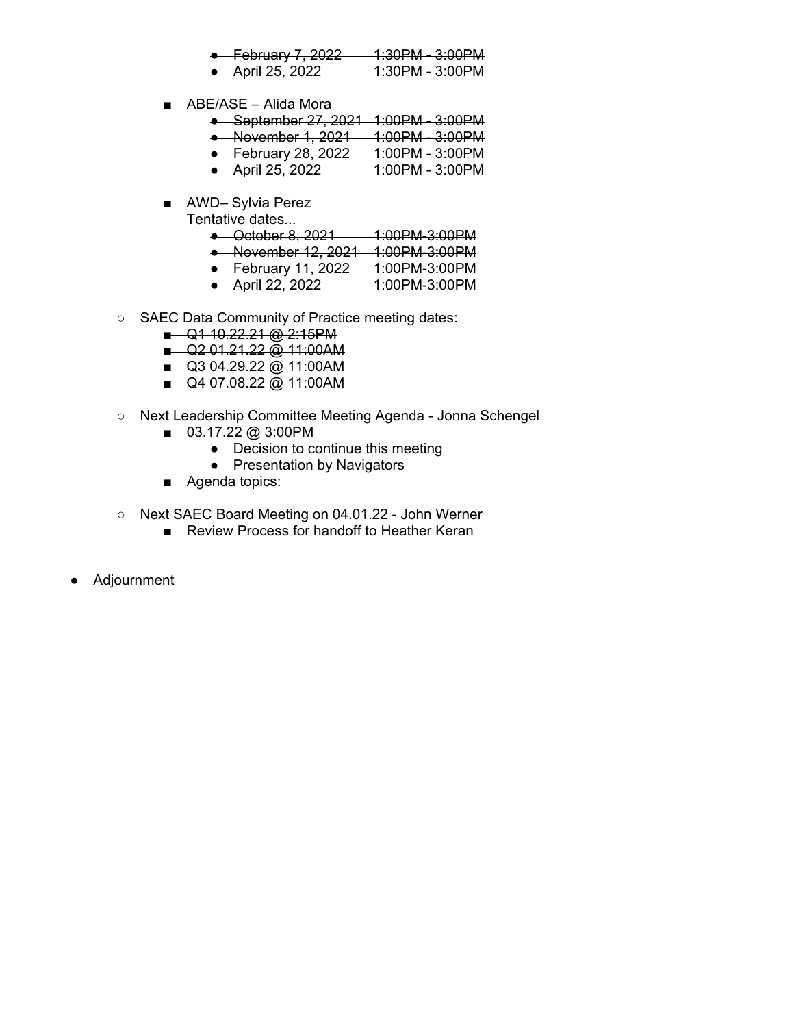- ~~February 7, 2022 1:30PM - 3:00PM~~
            - April 25, 2022 1:30PM - 3:00PM

        - ABE/ASE – Alida Mora
            - ~~September 27, 2021 1:00PM - 3:00PM~~
            - ~~November 1, 2021 1:00PM - 3:00PM~~
            - February 28, 2022 1:00PM - 3:00PM
            - April 25, 2022 1:00PM - 3:00PM

        - AWD– Sylvia Perez
          Tentative dates...
            - ~~October 8, 2021 1:00PM-3:00PM~~
            - ~~November 12, 2021 1:00PM-3:00PM~~
            - ~~February 11, 2022 1:00PM-3:00PM~~
            - April 22, 2022 1:00PM-3:00PM

    - SAEC Data Community of Practice meeting dates:
        - ~~Q1 10.22.21 @ 2:15PM~~
        - ~~Q2 01.21.22 @ 11:00AM~~
        - Q3 04.29.22 @ 11:00AM
        - Q4 07.08.22 @ 11:00AM

    - Next Leadership Committee Meeting Agenda - Jonna Schengel
        - 03.17.22 @ 3:00PM
            - Decision to continue this meeting
            - Presentation by Navigators
        - Agenda topics:

    - Next SAEC Board Meeting on 04.01.22 - John Werner
        - Review Process for handoff to Heather Keran

- Adjournment